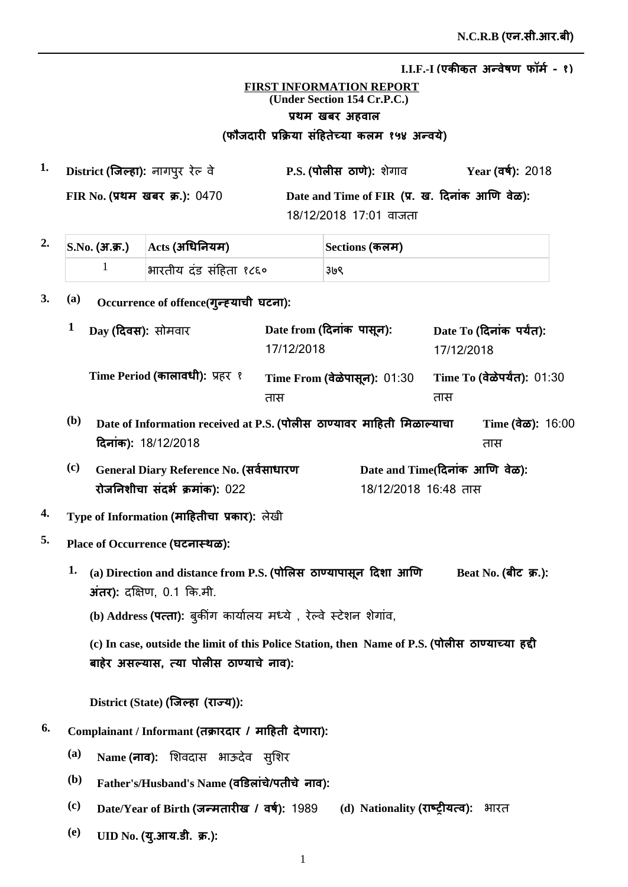**N.C.R.B (एन.सी.आर.बी)**

**I.I.F.-I (एकीकृत अन्वेषण फॉर्म - १)**

**FIRST INFORMATION REPORT**
**(Under Section 154 Cr.P.C.)**
**प्रथम खबर अहवाल**
**(फौजदारी प्रक्रिया संहितेच्या कलम १५४ अन्वये)**

**1.** **District (जिल्हा):** नागपुर रेल वे **P.S. (पोलीस ठाणे):** शेगाव **Year (वर्ष):** 2018

**FIR No. (प्रथम खबर क्र.):** 0470 **Date and Time of FIR (प्र. ख. दिनांक आणि वेळ):** 18/12/2018 17:01 वाजता

**2.**

| S.No. (अ.क्र.) | Acts (अधिनियम) | Sections (कलम) |
|---|---|---|
| 1 | भारतीय दंड संहिता १८६० | ३७९ |

**3.** **(a) Occurrence of offence(गुन्ह्याची घटना):**

**1** **Day (दिवस):** सोमवार **Date from (दिनांक पासून):** 17/12/2018 **Date To (दिनांक पर्यंत):** 17/12/2018

**Time Period (कालावधी):** प्रहर १ **Time From (वेळेपासून):** 01:30 तास **Time To (वेळेपर्यंत):** 01:30 तास

**(b) Date of Information received at P.S. (पोलीस ठाण्यावर माहिती मिळाल्याचा दिनांक):** 18/12/2018 **Time (वेळ):** 16:00 तास

**(c) General Diary Reference No. (सर्वसाधारण रोजनिशीचा संदर्भ क्रमांक):** 022 **Date and Time(दिनांक आणि वेळ):** 18/12/2018 16:48 तास

**4.** **Type of Information (माहितीचा प्रकार):** लेखी

**5.** **Place of Occurrence (घटनास्थळ):**

**1.** **(a) Direction and distance from P.S. (पोलिस ठाण्यापासून दिशा आणि अंतर):** दक्षिण, 0.1 कि.मी. **Beat No. (बीट क्र.):**

**(b) Address (पत्ता):** बुकींग कार्यालय मध्ये , रेल्वे स्टेशन शेगांव,

**(c) In case, outside the limit of this Police Station, then Name of P.S. (पोलीस ठाण्याच्या हद्दी बाहेर असल्यास, त्या पोलीस ठाण्याचे नाव):**

**District (State) (जिल्हा (राज्य)):**

**6.** **Complainant / Informant (तक्रारदार / माहिती देणारा):**

**(a) Name (नाव):** शिवदास भाऊदेव सुशिर

**(b) Father's/Husband's Name (वडिलांचे/पतीचे नाव):**

**(c) Date/Year of Birth (जन्मतारीख / वर्ष):** 1989 **(d) Nationality (राष्ट्रीयत्व):** भारत

**(e) UID No. (यु.आय.डी. क्र.):**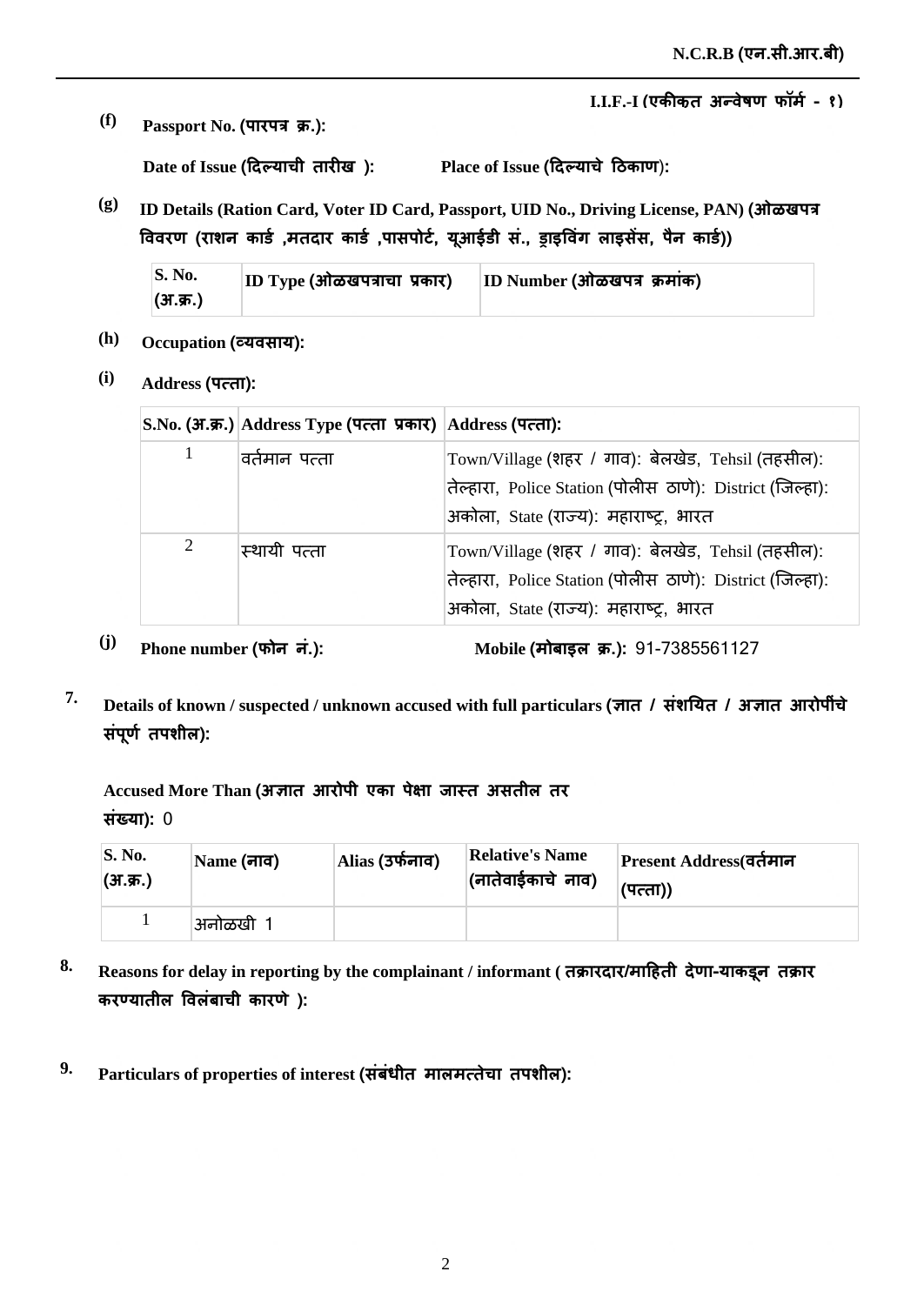**I.I.F.-I (एकीकृत अन्वेषण फॉर्म - १)**

**(f)** **Passport No. (पारपत्र क्र.):**

**Date of Issue (दिल्याची तारीख ):** **Place of Issue (दिल्याचे ठिकाण):**

**(g)** **ID Details (Ration Card, Voter ID Card, Passport, UID No., Driving License, PAN) (ओळखपत्र विवरण (राशन कार्ड ,मतदार कार्ड ,पासपोर्ट, यूआईडी सं., ड्राइविंग लाइसेंस, पैन कार्ड))**

| S. No. (अ.क्र.) | ID Type (ओळखपत्राचा प्रकार) | ID Number (ओळखपत्र क्रमांक) |
|---|---|---|

**(h)** **Occupation (व्यवसाय):**

**(i)** **Address (पत्ता):**

| S.No. (अ.क्र.) | Address Type (पत्ता प्रकार) | Address (पत्ता): |
|---|---|---|
| 1 | वर्तमान पत्ता | Town/Village (शहर / गाव): बेलखेड, Tehsil (तहसील): तेल्हारा, Police Station (पोलीस ठाणे): District (जिल्हा): अकोला, State (राज्य): महाराष्ट्र, भारत |
| 2 | स्थायी पत्ता | Town/Village (शहर / गाव): बेलखेड, Tehsil (तहसील): तेल्हारा, Police Station (पोलीस ठाणे): District (जिल्हा): अकोला, State (राज्य): महाराष्ट्र, भारत |

**(j)** **Phone number (फोन नं.):** **Mobile (मोबाइल क्र.):** 91-7385561127

**7.** **Details of known / suspected / unknown accused with full particulars (ज्ञात / संशयित / अज्ञात आरोपींचे संपूर्ण तपशील):**

**Accused More Than (अज्ञात आरोपी एका पेक्षा जास्त असतील तर संख्या):** 0

| S. No. (अ.क्र.) | Name (नाव) | Alias (उर्फनाव) | Relative's Name (नातेवाईकाचे नाव) | Present Address(वर्तमान (पत्ता)) |
|---|---|---|---|---|
| 1 | अनोळखी 1 | | | |

**8.** **Reasons for delay in reporting by the complainant / informant ( तक्रारदार/माहिती देणा-याकडून तक्रार करण्यातील विलंबाची कारणे ):**

**9.** **Particulars of properties of interest (संबंधीत मालमत्तेचा तपशील):**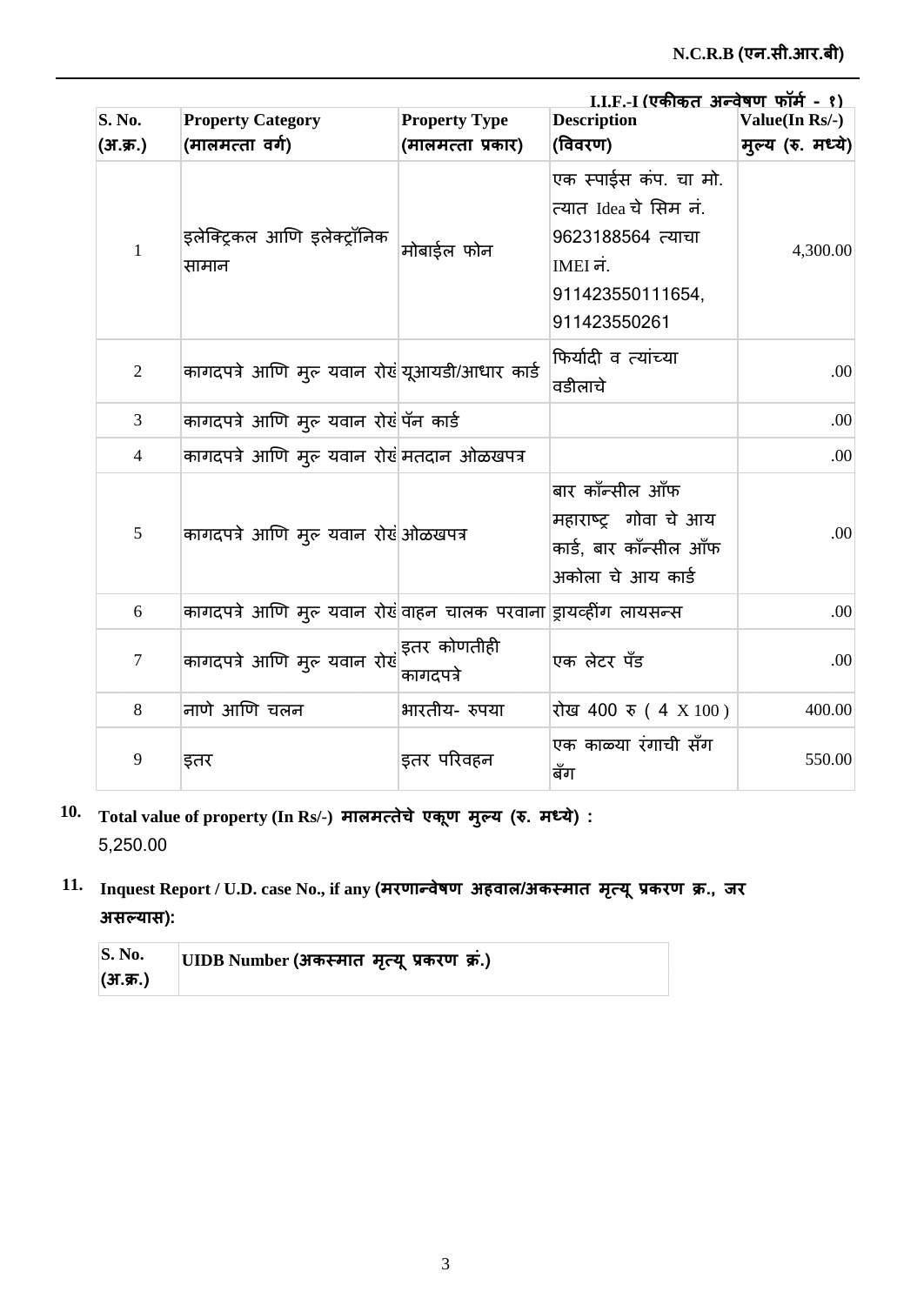**I.I.F.-I (एकीकृत अन्वेषण फॉर्म - १)**

| S. No. (अ.क्र.) | Property Category (मालमत्ता वर्ग) | Property Type (मालमत्ता प्रकार) | Description (विवरण) | Value(In Rs/-) मुल्य (रु. मध्ये) |
|---|---|---|---|---|
| 1 | इलेक्ट्रिकल आणि इलेक्ट्रॉनिक सामान | मोबाईल फोन | एक स्पाईस कंप. चा मो. त्यात Idea चे सिम नं. 9623188564 त्याचा IMEI नं. 911423550111654, 911423550261 | 4,300.00 |
| 2 | कागदपत्रे आणि मुल्यवान रोखं | यूआयडी/आधार कार्ड | फिर्यादी व त्यांच्या वडीलाचे | .00 |
| 3 | कागदपत्रे आणि मुल्यवान रोखं | पॅन कार्ड | | .00 |
| 4 | कागदपत्रे आणि मुल्यवान रोखं | मतदान ओळखपत्र | | .00 |
| 5 | कागदपत्रे आणि मुल्यवान रोखं | ओळखपत्र | बार कॉन्सील ऑफ महाराष्ट्र गोवा चे आय कार्ड, बार कॉन्सील ऑफ अकोला चे आय कार्ड | .00 |
| 6 | कागदपत्रे आणि मुल्यवान रोखं | वाहन चालक परवाना | ड्रायव्हींग लायसन्स | .00 |
| 7 | कागदपत्रे आणि मुल्यवान रोखं | इतर कोणतीही कागदपत्रे | एक लेटर पॅड | .00 |
| 8 | नाणे आणि चलन | भारतीय- रुपया | रोख 400 रु ( 4 X 100 ) | 400.00 |
| 9 | इतर | इतर परिवहन | एक काळ्या रंगाची सॅग बॅग | 550.00 |

**10. Total value of property (In Rs/-) मालमत्तेचे एकूण मुल्य (रु. मध्ये) :**

5,250.00

**11. Inquest Report / U.D. case No., if any (मरणान्वेषण अहवाल/अकस्मात मृत्यू प्रकरण क्र., जर असल्यास):**

| S. No. (अ.क्र.) | UIDB Number (अकस्मात मृत्यू प्रकरण क्रं.) |
|---|---|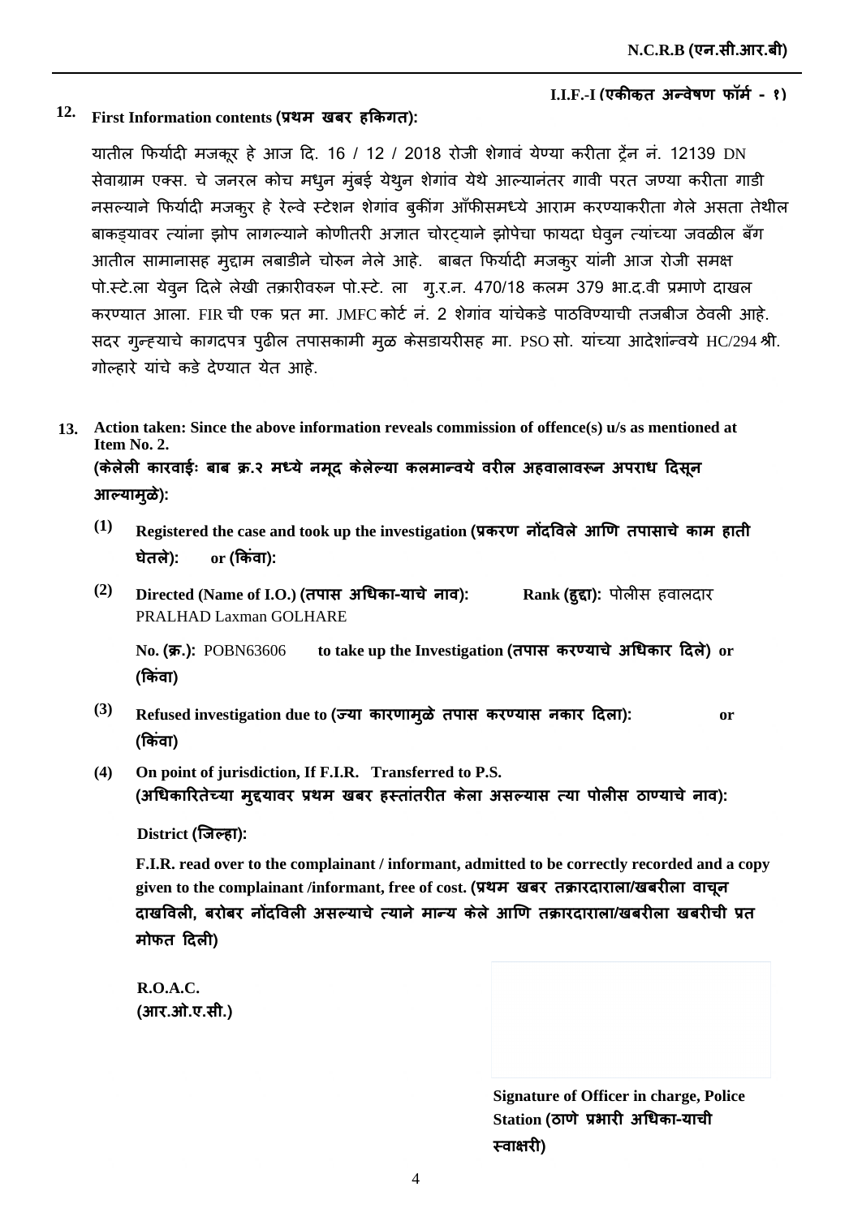**I.I.F.-I (एकीकृत अन्वेषण फॉर्म - १)**

**12. First Information contents (प्रथम खबर हकिगत):**

यातील फिर्यादी मजकूर हे आज दि. 16 / 12 / 2018 रोजी शेगावं येण्या करीता ट्रॅन नं. 12139 DN सेवाग्राम एक्स. चे जनरल कोच मधुन मुंबई येथुन शेगांव येथे आल्यानंतर गावी परत जण्या करीता गाडी नसल्याने फिर्यादी मजकुर हे रेल्वे स्टेशन शेगांव बुकींग ऑफीसमध्ये आराम करण्याकरीता गेले असता तेथील बाकड्यावर त्यांना झोप लागल्याने कोणीतरी अज्ञात चोरट्याने झोपेचा फायदा घेवुन त्यांच्या जवळील बॅग आतील सामानासह मुद्दाम लबाडीने चोरुन नेले आहे. बाबत फिर्यादी मजकुर यांनी आज रोजी समक्ष पो.स्टे.ला येवुन दिले लेखी तक्रारीवरुन पो.स्टे. ला गु.र.न. 470/18 कलम 379 भा.द.वी प्रमाणे दाखल करण्यात आला. FIR ची एक प्रत मा. JMFC कोर्ट नं. 2 शेगांव यांचेकडे पाठविण्याची तजबीज ठेवली आहे. सदर गुन्ह्याचे कागदपत्र पुढील तपासकामी मुळ केसडायरीसह मा. PSO सो. यांच्या आदेशांन्वये HC/294 श्री. गोल्हारे यांचे कडे देण्यात येत आहे.

**13. Action taken: Since the above information reveals commission of offence(s) u/s as mentioned at Item No. 2.**
**(केलेली कारवाईः बाब क्र.२ मध्ये नमूद केलेल्या कलमान्वये वरील अहवालावरून अपराध दिसून आल्यामुळे):**

**(1) Registered the case and took up the investigation (प्रकरण नोंदविले आणि तपासाचे काम हाती घेतले): or (किंवा):**

**(2) Directed (Name of I.O.) (तपास अधिका-याचे नाव):** PRALHAD Laxman GOLHARE **Rank (हुद्दा):** पोलीस हवालदार

**No. (क्र.):** POBN63606 **to take up the Investigation (तपास करण्याचे अधिकार दिले) or (किंवा)**

**(3) Refused investigation due to (ज्या कारणामुळे तपास करण्यास नकार दिला): or (किंवा)**

**(4) On point of jurisdiction, If F.I.R. Transferred to P.S. (अधिकारितेच्या मुद्द्यावर प्रथम खबर हस्तांतरीत केला असल्यास त्या पोलीस ठाण्याचे नाव):**

**District (जिल्हा):**

**F.I.R. read over to the complainant / informant, admitted to be correctly recorded and a copy given to the complainant /informant, free of cost. (प्रथम खबर तक्रारदाराला/खबरीला वाचून दाखविली, बरोबर नोंदविली असल्याचे त्याने मान्य केले आणि तक्रारदाराला/खबरीला खबरीची प्रत मोफत दिली)**

**R.O.A.C.**
**(आर.ओ.ए.सी.)**

**Signature of Officer in charge, Police Station (ठाणे प्रभारी अधिका-याची स्वाक्षरी)**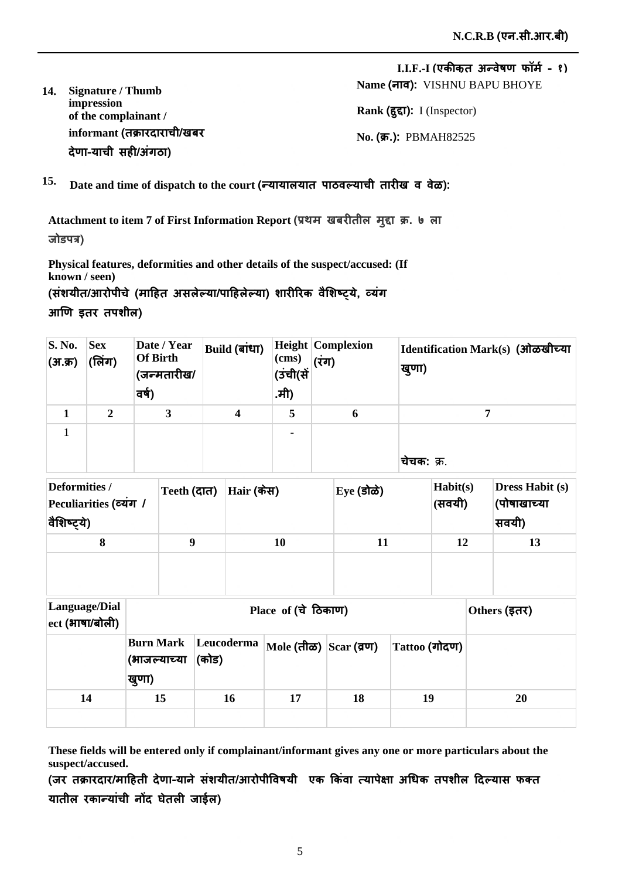**I.I.F.-I (एकीकृत अन्वेषण फॉर्म - १)**

**14. Signature / Thumb impression of the complainant / informant (तक्रारदाराची/खबर देणा-याची सही/अंगठा)**

**Name (नाव):** VISHNU BAPU BHOYE

**Rank (हुद्दा):** I (Inspector)

**No. (क्र.):** PBMAH82525

**15. Date and time of dispatch to the court (न्यायालयात पाठवल्याची तारीख व वेळ):**

**Attachment to item 7 of First Information Report (प्रथम खबरीतील मुद्दा क्र. ७ ला जोडपत्र)**

**Physical features, deformities and other details of the suspect/accused: (If known / seen)**
**(संशयीत/आरोपीचे (माहित असलेल्या/पाहिलेल्या) शारीरिक वैशिष्ट्ये, व्यंग आणि इतर तपशील)**

| S. No. (अ.क्र) | Sex (लिंग) | Date / Year Of Birth (जन्मतारीख/वर्ष) | Build (बांधा) | Height (cms) (उंची(सें.मी) | Complexion (रंग) | Identification Mark(s) (ओळखीच्या खुणा) |
|---|---|---|---|---|---|---|
| 1 | 2 | 3 | 4 | 5 | 6 | 7 |
| 1 | | | | - | | चेचक: क्र. |

| Deformities / Peculiarities (व्यंग / वैशिष्ट्ये) | Teeth (दात) | Hair (केस) | Eye (डोळे) | Habit(s) (सवयी) | Dress Habit (s) (पोषाखाच्या सवयी) |
|---|---|---|---|---|---|
| 8 | 9 | 10 | 11 | 12 | 13 |
| | | | | | |

| Language/Dialect (भाषा/बोली) | Place of (चे ठिकाण) | | | | | Others (इतर) |
|---|---|---|---|---|---|---|
| | Burn Mark (भाजल्याच्या खुणा) | Leucoderma (कोड) | Mole (तीळ) | Scar (व्रण) | Tattoo (गोदण) | |
| 14 | 15 | 16 | 17 | 18 | 19 | 20 |
| | | | | | | |

**These fields will be entered only if complainant/informant gives any one or more particulars about the suspect/accused.**
**(जर तक्रारदार/माहिती देणा-याने संशयीत/आरोपीविषयी एक किंवा त्यापेक्षा अधिक तपशील दिल्यास फक्त यातील रकान्यांची नोंद घेतली जाईल)**